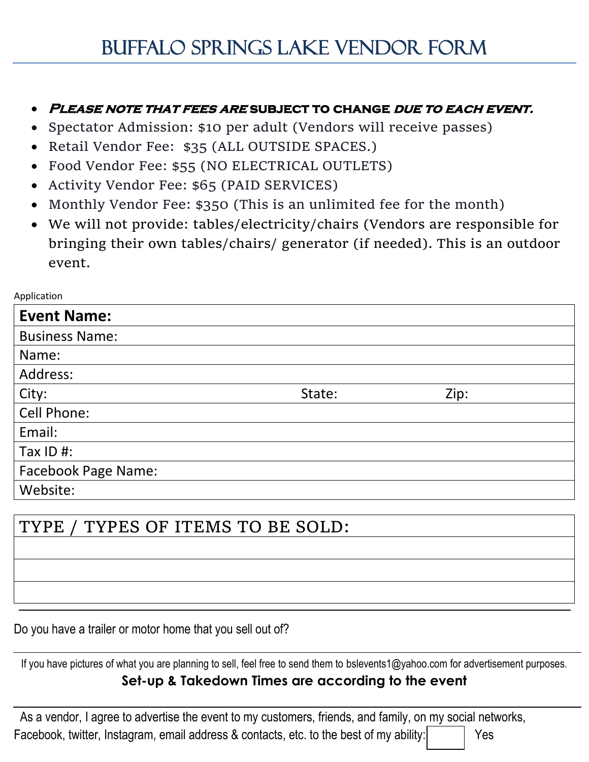# BUFFALO SPRINGS LAKE VENDOR FORM

- ***Please note that fees are* subject to change *due to each event.***
- Spectator Admission: $10 per adult (Vendors will receive passes)
- Retail Vendor Fee: $35 (ALL OUTSIDE SPACES.)
- Food Vendor Fee: $55 (NO ELECTRICAL OUTLETS)
- Activity Vendor Fee: $65 (PAID SERVICES)
- Monthly Vendor Fee: $350 (This is an unlimited fee for the month)
- We will not provide: tables/electricity/chairs (Vendors are responsible for bringing their own tables/chairs/ generator (if needed). This is an outdoor event.

Application

| **Event Name:** | | |
|---|---|---|
| Business Name: | | |
| Name: | | |
| Address: | | |
| City: | State: | Zip: |
| Cell Phone: | | |
| Email: | | |
| Tax ID #: | | |
| Facebook Page Name: | | |
| Website: | | |

| TYPE / TYPES OF ITEMS TO BE SOLD: |
|---|
| |
| |
| |

Do you have a trailer or motor home that you sell out of?

If you have pictures of what you are planning to sell, feel free to send them to bslevents1@yahoo.com for advertisement purposes.

**Set-up & Takedown Times are according to the event**

As a vendor, I agree to advertise the event to my customers, friends, and family, on my social networks, Facebook, twitter, Instagram, email address & contacts, etc. to the best of my ability: ☐ Yes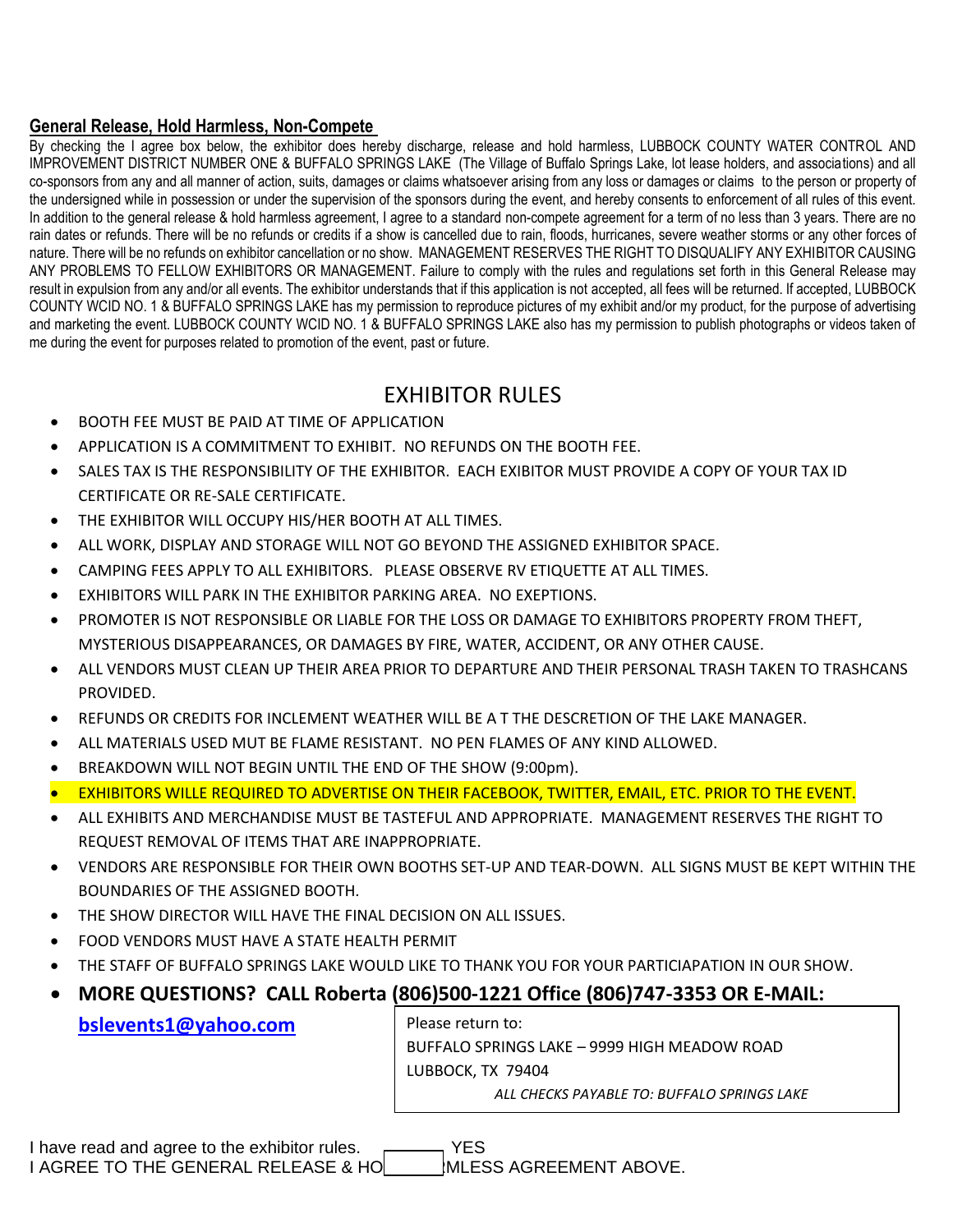**General Release, Hold Harmless, Non-Compete**

By checking the I agree box below, the exhibitor does hereby discharge, release and hold harmless, LUBBOCK COUNTY WATER CONTROL AND IMPROVEMENT DISTRICT NUMBER ONE & BUFFALO SPRINGS LAKE (The Village of Buffalo Springs Lake, lot lease holders, and associations) and all co-sponsors from any and all manner of action, suits, damages or claims whatsoever arising from any loss or damages or claims to the person or property of the undersigned while in possession or under the supervision of the sponsors during the event, and hereby consents to enforcement of all rules of this event. In addition to the general release & hold harmless agreement, I agree to a standard non-compete agreement for a term of no less than 3 years. There are no rain dates or refunds. There will be no refunds or credits if a show is cancelled due to rain, floods, hurricanes, severe weather storms or any other forces of nature. There will be no refunds on exhibitor cancellation or no show. MANAGEMENT RESERVES THE RIGHT TO DISQUALIFY ANY EXHIBITOR CAUSING ANY PROBLEMS TO FELLOW EXHIBITORS OR MANAGEMENT. Failure to comply with the rules and regulations set forth in this General Release may result in expulsion from any and/or all events. The exhibitor understands that if this application is not accepted, all fees will be returned. If accepted, LUBBOCK COUNTY WCID NO. 1 & BUFFALO SPRINGS LAKE has my permission to reproduce pictures of my exhibit and/or my product, for the purpose of advertising and marketing the event. LUBBOCK COUNTY WCID NO. 1 & BUFFALO SPRINGS LAKE also has my permission to publish photographs or videos taken of me during the event for purposes related to promotion of the event, past or future.

## EXHIBITOR RULES

- BOOTH FEE MUST BE PAID AT TIME OF APPLICATION
- APPLICATION IS A COMMITMENT TO EXHIBIT. NO REFUNDS ON THE BOOTH FEE.
- SALES TAX IS THE RESPONSIBILITY OF THE EXHIBITOR. EACH EXIBITOR MUST PROVIDE A COPY OF YOUR TAX ID CERTIFICATE OR RE-SALE CERTIFICATE.
- THE EXHIBITOR WILL OCCUPY HIS/HER BOOTH AT ALL TIMES.
- ALL WORK, DISPLAY AND STORAGE WILL NOT GO BEYOND THE ASSIGNED EXHIBITOR SPACE.
- CAMPING FEES APPLY TO ALL EXHIBITORS. PLEASE OBSERVE RV ETIQUETTE AT ALL TIMES.
- EXHIBITORS WILL PARK IN THE EXHIBITOR PARKING AREA. NO EXEPTIONS.
- PROMOTER IS NOT RESPONSIBLE OR LIABLE FOR THE LOSS OR DAMAGE TO EXHIBITORS PROPERTY FROM THEFT, MYSTERIOUS DISAPPEARANCES, OR DAMAGES BY FIRE, WATER, ACCIDENT, OR ANY OTHER CAUSE.
- ALL VENDORS MUST CLEAN UP THEIR AREA PRIOR TO DEPARTURE AND THEIR PERSONAL TRASH TAKEN TO TRASHCANS PROVIDED.
- REFUNDS OR CREDITS FOR INCLEMENT WEATHER WILL BE A T THE DESCRETION OF THE LAKE MANAGER.
- ALL MATERIALS USED MUT BE FLAME RESISTANT. NO PEN FLAMES OF ANY KIND ALLOWED.
- BREAKDOWN WILL NOT BEGIN UNTIL THE END OF THE SHOW (9:00pm).
- EXHIBITORS WILLE REQUIRED TO ADVERTISE ON THEIR FACEBOOK, TWITTER, EMAIL, ETC. PRIOR TO THE EVENT.
- ALL EXHIBITS AND MERCHANDISE MUST BE TASTEFUL AND APPROPRIATE. MANAGEMENT RESERVES THE RIGHT TO REQUEST REMOVAL OF ITEMS THAT ARE INAPPROPRIATE.
- VENDORS ARE RESPONSIBLE FOR THEIR OWN BOOTHS SET-UP AND TEAR-DOWN. ALL SIGNS MUST BE KEPT WITHIN THE BOUNDARIES OF THE ASSIGNED BOOTH.
- THE SHOW DIRECTOR WILL HAVE THE FINAL DECISION ON ALL ISSUES.
- FOOD VENDORS MUST HAVE A STATE HEALTH PERMIT
- THE STAFF OF BUFFALO SPRINGS LAKE WOULD LIKE TO THANK YOU FOR YOUR PARTICIAPATION IN OUR SHOW.
- **MORE QUESTIONS? CALL Roberta (806)500-1221 Office (806)747-3353 OR E-MAIL: bslevents1@yahoo.com**

Please return to:
BUFFALO SPRINGS LAKE – 9999 HIGH MEADOW ROAD
LUBBOCK, TX 79404
*ALL CHECKS PAYABLE TO: BUFFALO SPRINGS LAKE*

I have read and agree to the exhibitor rules. ________ YES
I AGREE TO THE GENERAL RELEASE & HO______RMLESS AGREEMENT ABOVE.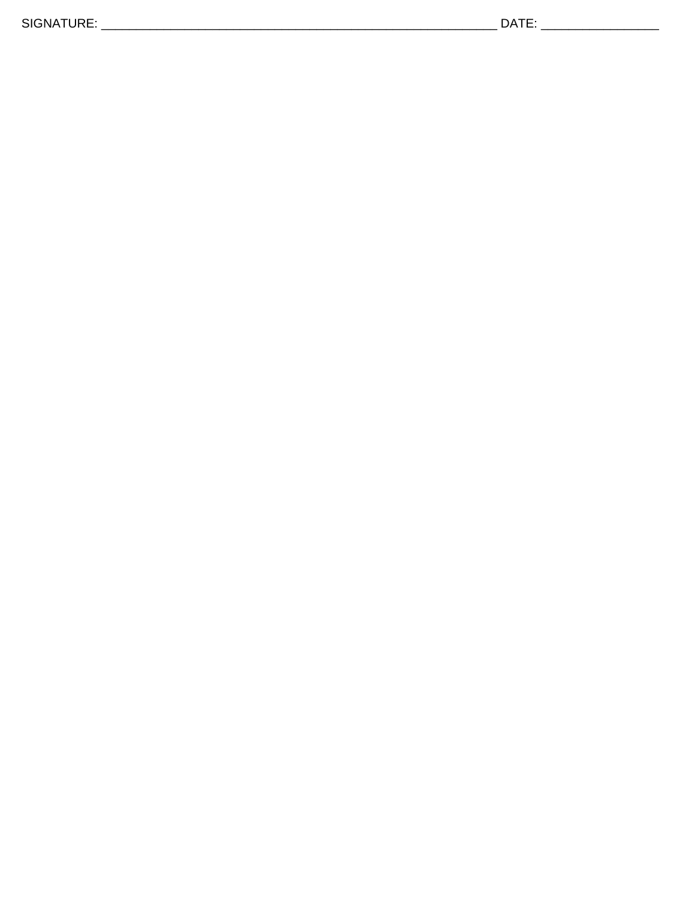SIGNATURE: ___________________________________________________________ DATE: __________________